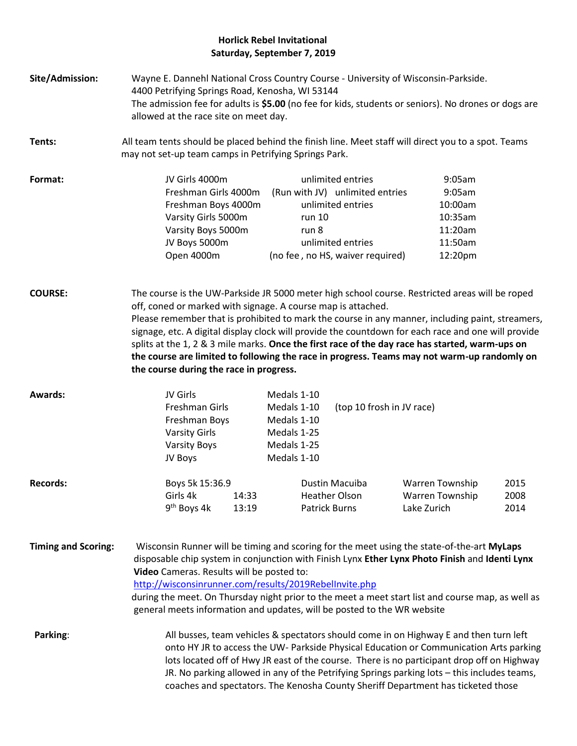# Horlick Rebel Invitational
## Saturday, September 7, 2019

**Site/Admission:** Wayne E. Dannehl National Cross Country Course - University of Wisconsin-Parkside. 4400 Petrifying Springs Road, Kenosha, WI 53144
The admission fee for adults is **$5.00** (no fee for kids, students or seniors). No drones or dogs are allowed at the race site on meet day.

**Tents:** All team tents should be placed behind the finish line. Meet staff will direct you to a spot. Teams may not set-up team camps in Petrifying Springs Park.

**Format:**

| Race | Entries | Time |
|---|---|---|
| JV Girls 4000m | unlimited entries | 9:05am |
| Freshman Girls 4000m | (Run with JV) unlimited entries | 9:05am |
| Freshman Boys 4000m | unlimited entries | 10:00am |
| Varsity Girls 5000m | run 10 | 10:35am |
| Varsity Boys 5000m | run 8 | 11:20am |
| JV Boys 5000m | unlimited entries | 11:50am |
| Open 4000m | (no fee , no HS, waiver required) | 12:20pm |

**COURSE:** The course is the UW-Parkside JR 5000 meter high school course. Restricted areas will be roped off, coned or marked with signage. A course map is attached.
Please remember that is prohibited to mark the course in any manner, including paint, streamers, signage, etc. A digital display clock will provide the countdown for each race and one will provide splits at the 1, 2 & 3 mile marks. **Once the first race of the day race has started, warm-ups on the course are limited to following the race in progress. Teams may not warm-up randomly on the course during the race in progress.**

**Awards:**

| Race | Awards | |
|---|---|---|
| JV Girls | Medals 1-10 | |
| Freshman Girls | Medals 1-10 | (top 10 frosh in JV race) |
| Freshman Boys | Medals 1-10 | |
| Varsity Girls | Medals 1-25 | |
| Varsity Boys | Medals 1-25 | |
| JV Boys | Medals 1-10 | |

**Records:**

| Event | Time | Name | School | Year |
|---|---|---|---|---|
| Boys 5k | 15:36.9 | Dustin Macuiba | Warren Township | 2015 |
| Girls 4k | 14:33 | Heather Olson | Warren Township | 2008 |
| 9th Boys 4k | 13:19 | Patrick Burns | Lake Zurich | 2014 |

**Timing and Scoring:** Wisconsin Runner will be timing and scoring for the meet using the state-of-the-art **MyLaps** disposable chip system in conjunction with Finish Lynx **Ether Lynx Photo Finish** and **Identi Lynx Video** Cameras. Results will be posted to:
[http://wisconsinrunner.com/results/2019RebelInvite.php](http://wisconsinrunner.com/results/2019RebelInvite.php)
during the meet. On Thursday night prior to the meet a meet start list and course map, as well as general meets information and updates, will be posted to the WR website

**Parking**: All busses, team vehicles & spectators should come in on Highway E and then turn left onto HY JR to access the UW- Parkside Physical Education or Communication Arts parking lots located off of Hwy JR east of the course. There is no participant drop off on Highway JR. No parking allowed in any of the Petrifying Springs parking lots – this includes teams, coaches and spectators. The Kenosha County Sheriff Department has ticketed those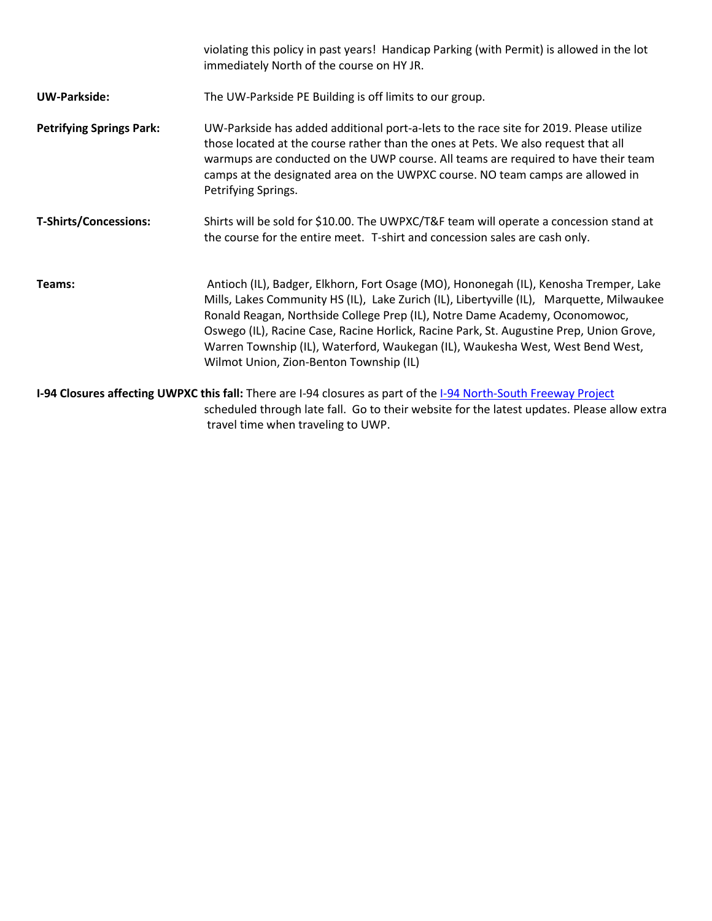violating this policy in past years! Handicap Parking (with Permit) is allowed in the lot immediately North of the course on HY JR.

**UW-Parkside:** The UW-Parkside PE Building is off limits to our group.

**Petrifying Springs Park:** UW-Parkside has added additional port-a-lets to the race site for 2019. Please utilize those located at the course rather than the ones at Pets. We also request that all warmups are conducted on the UWP course. All teams are required to have their team camps at the designated area on the UWPXC course. NO team camps are allowed in Petrifying Springs.

**T-Shirts/Concessions:** Shirts will be sold for $10.00. The UWPXC/T&F team will operate a concession stand at the course for the entire meet. T-shirt and concession sales are cash only.

**Teams:** Antioch (IL), Badger, Elkhorn, Fort Osage (MO), Hononegah (IL), Kenosha Tremper, Lake Mills, Lakes Community HS (IL), Lake Zurich (IL), Libertyville (IL), Marquette, Milwaukee Ronald Reagan, Northside College Prep (IL), Notre Dame Academy, Oconomowoc, Oswego (IL), Racine Case, Racine Horlick, Racine Park, St. Augustine Prep, Union Grove, Warren Township (IL), Waterford, Waukegan (IL), Waukesha West, West Bend West, Wilmot Union, Zion-Benton Township (IL)

**I-94 Closures affecting UWPXC this fall:** There are I-94 closures as part of the I-94 North-South Freeway Project scheduled through late fall. Go to their website for the latest updates. Please allow extra travel time when traveling to UWP.